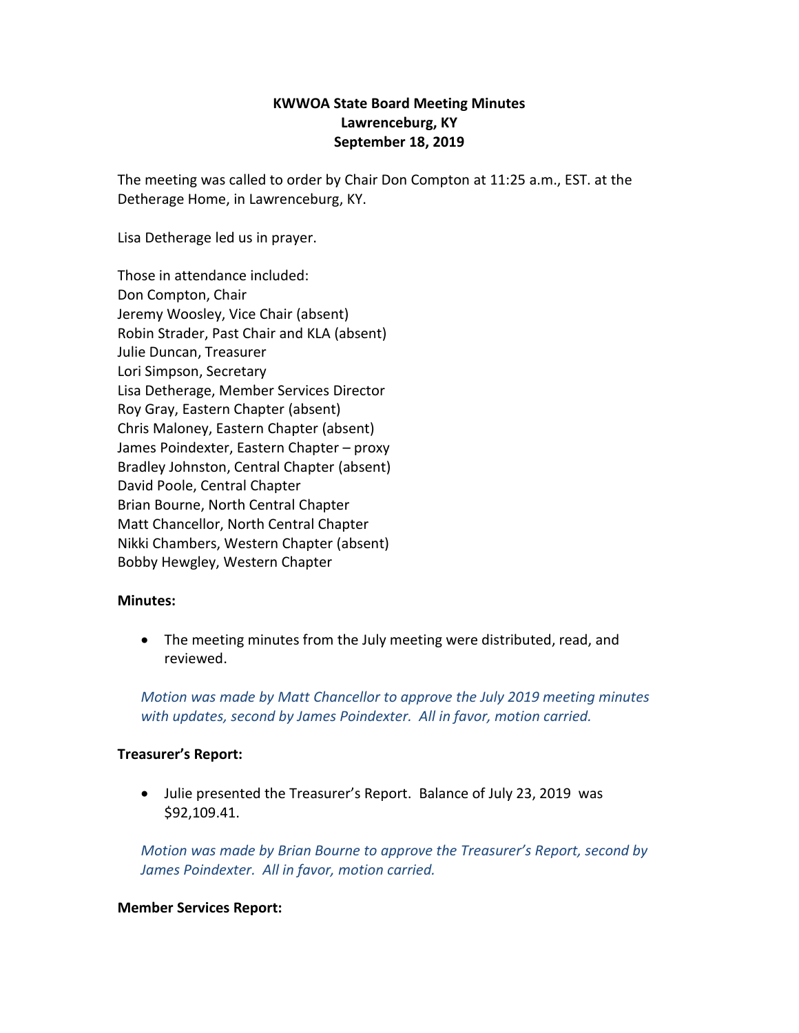**KWWOA State Board Meeting Minutes**
**Lawrenceburg, KY**
**September 18, 2019**

The meeting was called to order by Chair Don Compton at 11:25 a.m., EST. at the Detherage Home, in Lawrenceburg, KY.

Lisa Detherage led us in prayer.

Those in attendance included:
Don Compton, Chair
Jeremy Woosley, Vice Chair (absent)
Robin Strader, Past Chair and KLA (absent)
Julie Duncan, Treasurer
Lori Simpson, Secretary
Lisa Detherage, Member Services Director
Roy Gray, Eastern Chapter (absent)
Chris Maloney, Eastern Chapter (absent)
James Poindexter, Eastern Chapter – proxy
Bradley Johnston, Central Chapter (absent)
David Poole, Central Chapter
Brian Bourne, North Central Chapter
Matt Chancellor, North Central Chapter
Nikki Chambers, Western Chapter (absent)
Bobby Hewgley, Western Chapter

**Minutes:**

- The meeting minutes from the July meeting were distributed, read, and reviewed.

*Motion was made by Matt Chancellor to approve the July 2019 meeting minutes with updates, second by James Poindexter. All in favor, motion carried.*

**Treasurer's Report:**

- Julie presented the Treasurer's Report. Balance of July 23, 2019 was $92,109.41.

*Motion was made by Brian Bourne to approve the Treasurer's Report, second by James Poindexter. All in favor, motion carried.*

**Member Services Report:**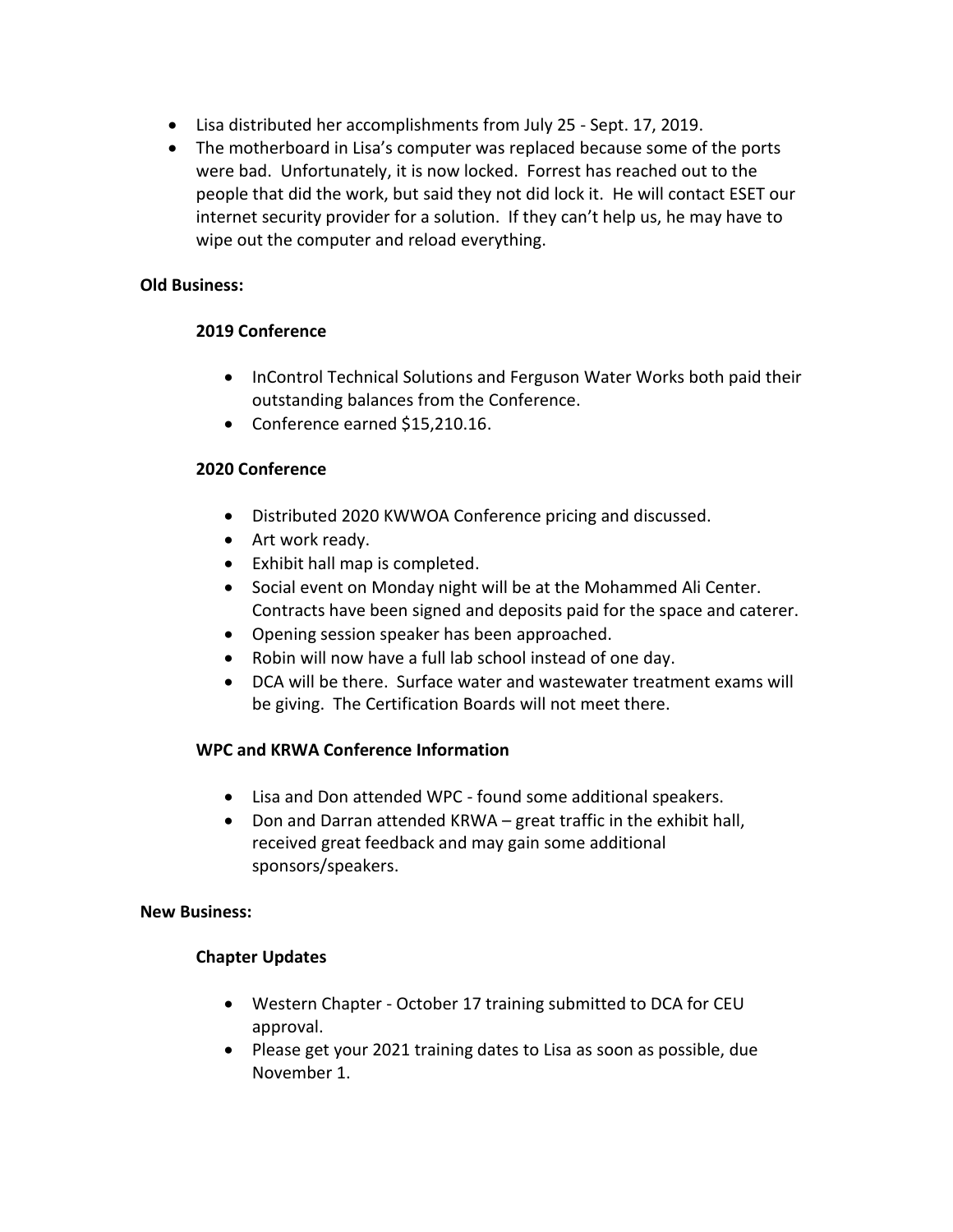- Lisa distributed her accomplishments from July 25 - Sept. 17, 2019.
- The motherboard in Lisa's computer was replaced because some of the ports were bad. Unfortunately, it is now locked. Forrest has reached out to the people that did the work, but said they not did lock it. He will contact ESET our internet security provider for a solution. If they can't help us, he may have to wipe out the computer and reload everything.

**Old Business:**

**2019 Conference**

- InControl Technical Solutions and Ferguson Water Works both paid their outstanding balances from the Conference.
- Conference earned $15,210.16.

**2020 Conference**

- Distributed 2020 KWWOA Conference pricing and discussed.
- Art work ready.
- Exhibit hall map is completed.
- Social event on Monday night will be at the Mohammed Ali Center. Contracts have been signed and deposits paid for the space and caterer.
- Opening session speaker has been approached.
- Robin will now have a full lab school instead of one day.
- DCA will be there. Surface water and wastewater treatment exams will be giving. The Certification Boards will not meet there.

**WPC and KRWA Conference Information**

- Lisa and Don attended WPC - found some additional speakers.
- Don and Darran attended KRWA – great traffic in the exhibit hall, received great feedback and may gain some additional sponsors/speakers.

**New Business:**

**Chapter Updates**

- Western Chapter - October 17 training submitted to DCA for CEU approval.
- Please get your 2021 training dates to Lisa as soon as possible, due November 1.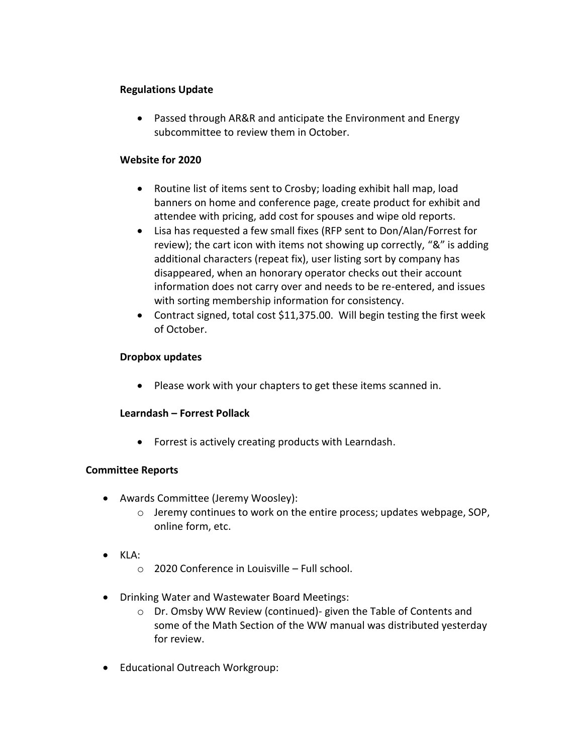**Regulations Update**

- Passed through AR&R and anticipate the Environment and Energy subcommittee to review them in October.

**Website for 2020**

- Routine list of items sent to Crosby; loading exhibit hall map, load banners on home and conference page, create product for exhibit and attendee with pricing, add cost for spouses and wipe old reports.
- Lisa has requested a few small fixes (RFP sent to Don/Alan/Forrest for review); the cart icon with items not showing up correctly, "&" is adding additional characters (repeat fix), user listing sort by company has disappeared, when an honorary operator checks out their account information does not carry over and needs to be re-entered, and issues with sorting membership information for consistency.
- Contract signed, total cost $11,375.00. Will begin testing the first week of October.

**Dropbox updates**

- Please work with your chapters to get these items scanned in.

**Learndash – Forrest Pollack**

- Forrest is actively creating products with Learndash.

**Committee Reports**

- Awards Committee (Jeremy Woosley):
  - Jeremy continues to work on the entire process; updates webpage, SOP, online form, etc.
- KLA:
  - 2020 Conference in Louisville – Full school.
- Drinking Water and Wastewater Board Meetings:
  - Dr. Omsby WW Review (continued)- given the Table of Contents and some of the Math Section of the WW manual was distributed yesterday for review.
- Educational Outreach Workgroup: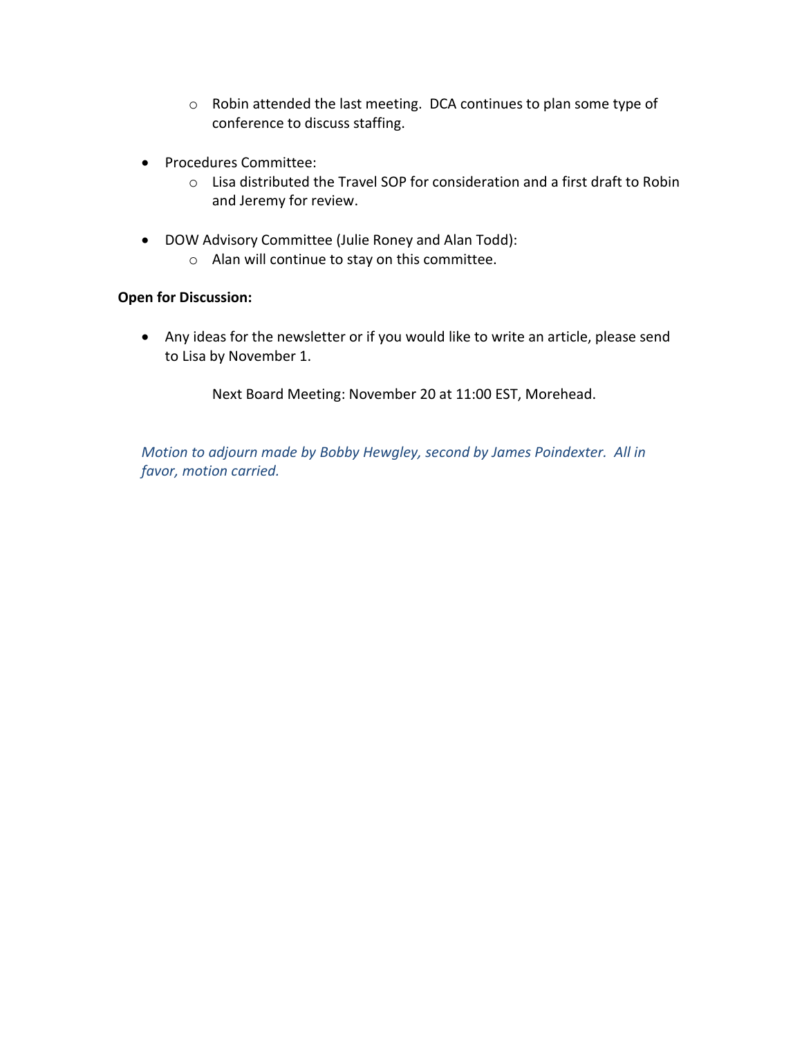- Robin attended the last meeting.  DCA continues to plan some type of conference to discuss staffing.

- Procedures Committee:
  - Lisa distributed the Travel SOP for consideration and a first draft to Robin and Jeremy for review.

- DOW Advisory Committee (Julie Roney and Alan Todd):
  - Alan will continue to stay on this committee.

**Open for Discussion:**

- Any ideas for the newsletter or if you would like to write an article, please send to Lisa by November 1.

Next Board Meeting: November 20 at 11:00 EST, Morehead.

*Motion to adjourn made by Bobby Hewgley, second by James Poindexter.  All in favor, motion carried.*